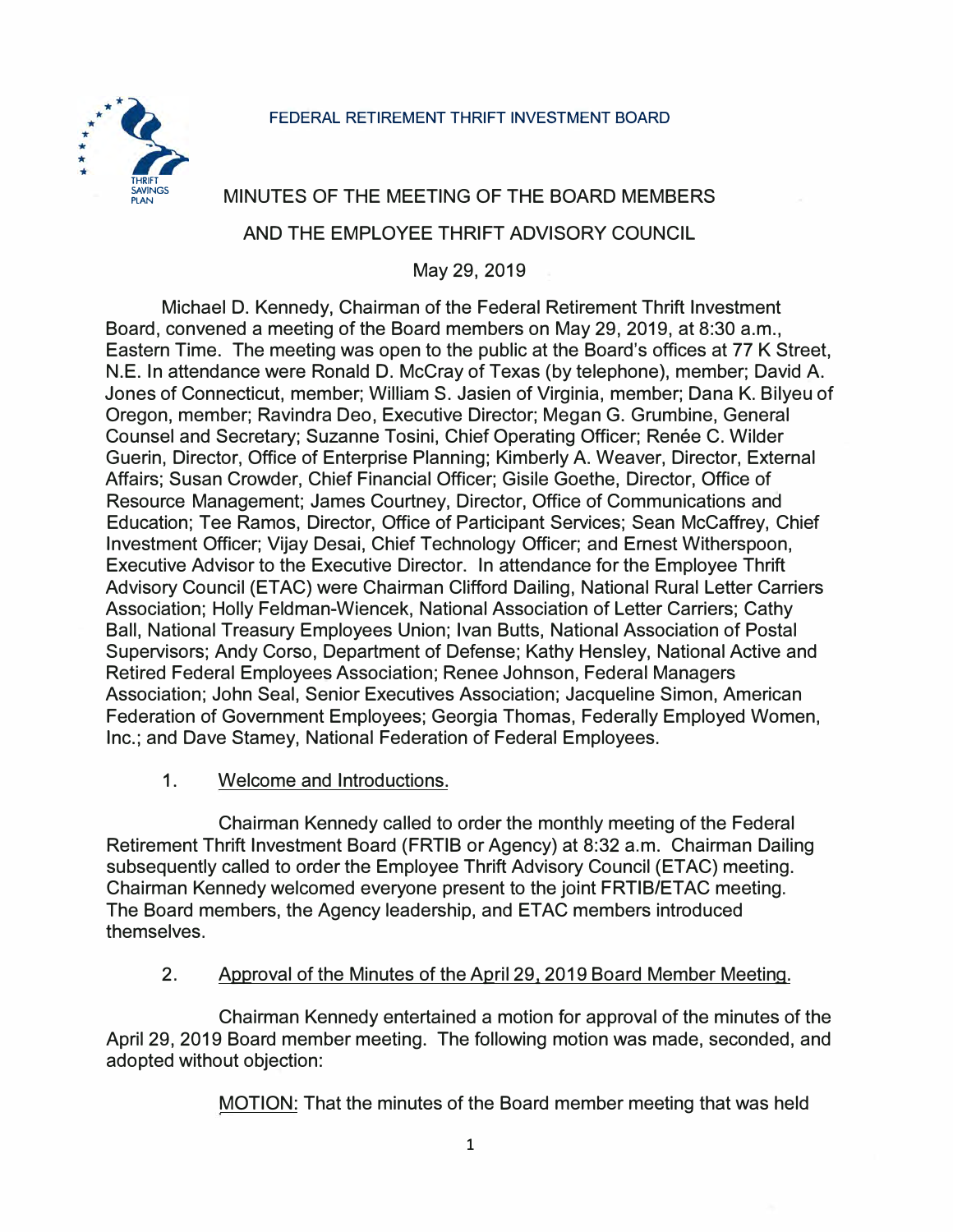FEDERAL RETIREMENT THRIFT INVESTMENT BOARD

# MINUTES OF THE MEETING OF THE BOARD MEMBERS AND THE EMPLOYEE THRIFT ADVISORY COUNCIL

May 29, 2019

Michael D. Kennedy, Chairman of the Federal Retirement Thrift Investment Board, convened a meeting of the Board members on May 29, 2019, at 8:30 a.m., Eastern Time. The meeting was open to the public at the Board's offices at 77 K Street, N.E. In attendance were Ronald D. McCray of Texas (by telephone), member; David A. Jones of Connecticut, member; William S. Jasien of Virginia, member; Dana K. Bilyeu of Oregon, member; Ravindra Deo, Executive Director; Megan G. Grumbine, General Counsel and Secretary; Suzanne Tosini, Chief Operating Officer; Renée C. Wilder Guerin, Director, Office of Enterprise Planning; Kimberly A. Weaver, Director, External Affairs; Susan Crowder, Chief Financial Officer; Gisile Goethe, Director, Office of Resource Management; James Courtney, Director, Office of Communications and Education; Tee Ramos, Director, Office of Participant Services; Sean McCaffrey, Chief Investment Officer; Vijay Desai, Chief Technology Officer; and Ernest Witherspoon, Executive Advisor to the Executive Director. In attendance for the Employee Thrift Advisory Council (ETAC) were Chairman Clifford Dailing, National Rural Letter Carriers Association; Holly Feldman-Wiencek, National Association of Letter Carriers; Cathy Ball, National Treasury Employees Union; Ivan Butts, National Association of Postal Supervisors; Andy Corso, Department of Defense; Kathy Hensley, National Active and Retired Federal Employees Association; Renee Johnson, Federal Managers Association; John Seal, Senior Executives Association; Jacqueline Simon, American Federation of Government Employees; Georgia Thomas, Federally Employed Women, Inc.; and Dave Stamey, National Federation of Federal Employees.

1. Welcome and Introductions.

Chairman Kennedy called to order the monthly meeting of the Federal Retirement Thrift Investment Board (FRTIB or Agency) at 8:32 a.m. Chairman Dailing subsequently called to order the Employee Thrift Advisory Council (ETAC) meeting. Chairman Kennedy welcomed everyone present to the joint FRTIB/ETAC meeting. The Board members, the Agency leadership, and ETAC members introduced themselves.

2. Approval of the Minutes of the April 29, 2019 Board Member Meeting.

Chairman Kennedy entertained a motion for approval of the minutes of the April 29, 2019 Board member meeting. The following motion was made, seconded, and adopted without objection:

MOTION: That the minutes of the Board member meeting that was held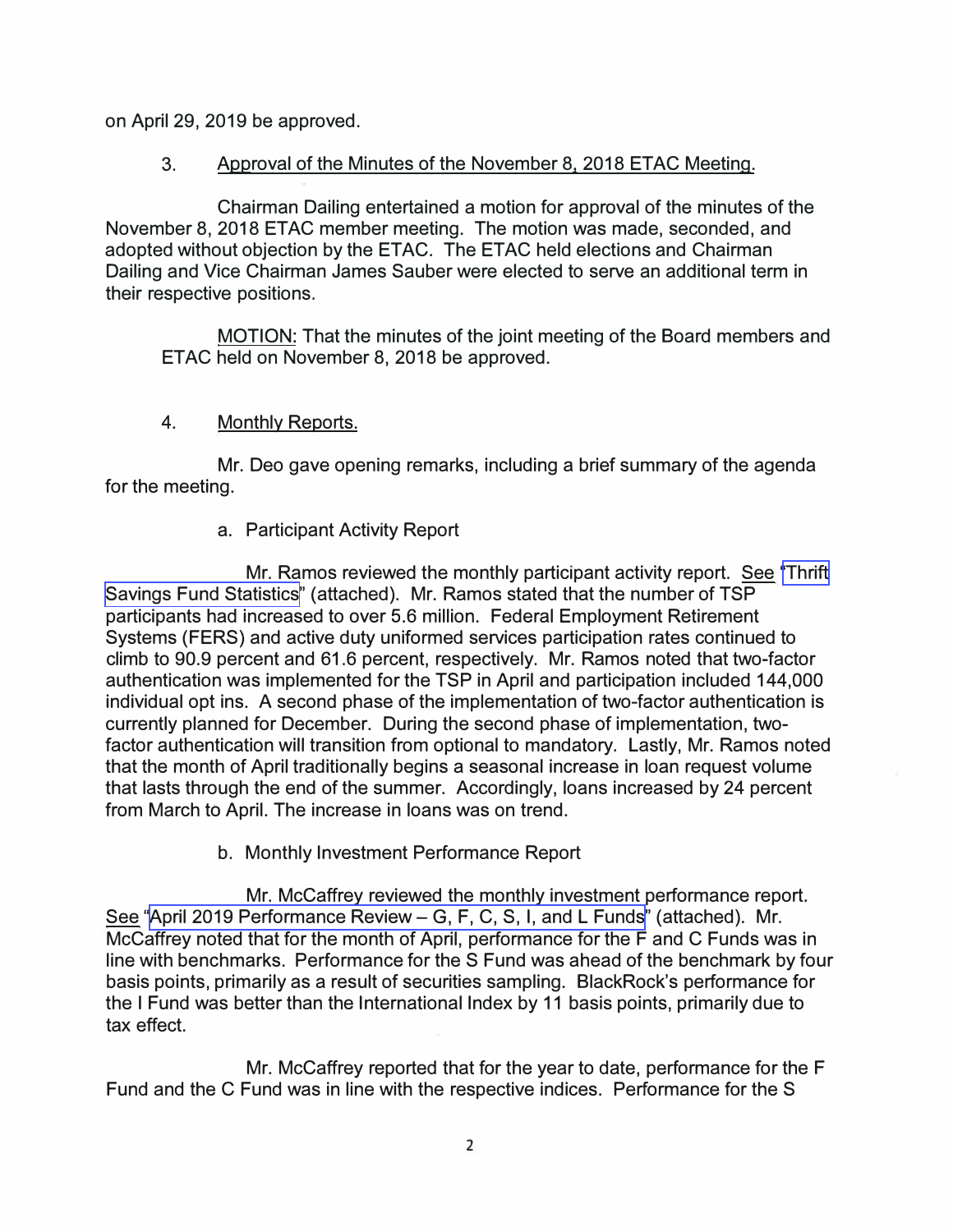on April 29, 2019 be approved.

3. Approval of the Minutes of the November 8, 2018 ETAC Meeting.

Chairman Dailing entertained a motion for approval of the minutes of the November 8, 2018 ETAC member meeting. The motion was made, seconded, and adopted without objection by the ETAC. The ETAC held elections and Chairman Dailing and Vice Chairman James Sauber were elected to serve an additional term in their respective positions.

MOTION: That the minutes of the joint meeting of the Board members and ETAC held on November 8, 2018 be approved.

4. Monthly Reports.

Mr. Deo gave opening remarks, including a brief summary of the agenda for the meeting.

a. Participant Activity Report

Mr. Ramos reviewed the monthly participant activity report. See "Thrift Savings Fund Statistics" (attached). Mr. Ramos stated that the number of TSP participants had increased to over 5.6 million. Federal Employment Retirement Systems (FERS) and active duty uniformed services participation rates continued to climb to 90.9 percent and 61.6 percent, respectively. Mr. Ramos noted that two-factor authentication was implemented for the TSP in April and participation included 144,000 individual opt ins. A second phase of the implementation of two-factor authentication is currently planned for December. During the second phase of implementation, two-factor authentication will transition from optional to mandatory. Lastly, Mr. Ramos noted that the month of April traditionally begins a seasonal increase in loan request volume that lasts through the end of the summer. Accordingly, loans increased by 24 percent from March to April. The increase in loans was on trend.

b. Monthly Investment Performance Report

Mr. McCaffrey reviewed the monthly investment performance report. See "April 2019 Performance Review – G, F, C, S, I, and L Funds" (attached). Mr. McCaffrey noted that for the month of April, performance for the F and C Funds was in line with benchmarks. Performance for the S Fund was ahead of the benchmark by four basis points, primarily as a result of securities sampling. BlackRock's performance for the I Fund was better than the International Index by 11 basis points, primarily due to tax effect.

Mr. McCaffrey reported that for the year to date, performance for the F Fund and the C Fund was in line with the respective indices. Performance for the S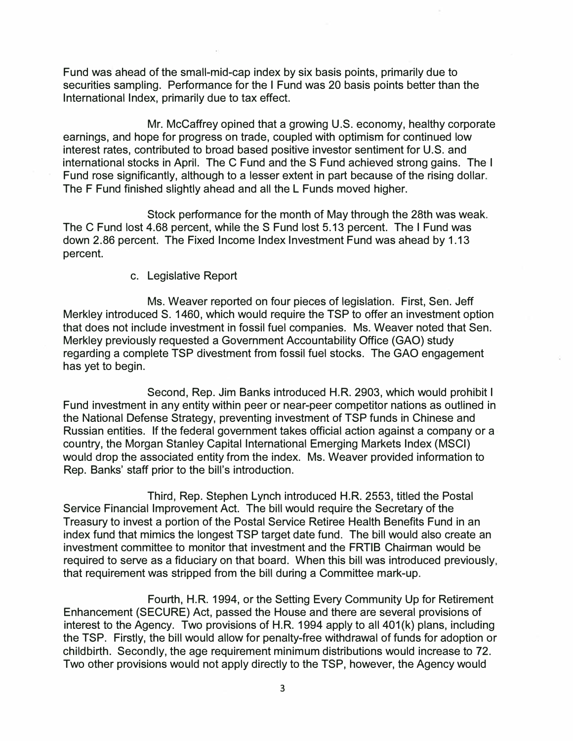Fund was ahead of the small-mid-cap index by six basis points, primarily due to securities sampling. Performance for the I Fund was 20 basis points better than the International Index, primarily due to tax effect.

Mr. McCaffrey opined that a growing U.S. economy, healthy corporate earnings, and hope for progress on trade, coupled with optimism for continued low interest rates, contributed to broad based positive investor sentiment for U.S. and international stocks in April. The C Fund and the S Fund achieved strong gains. The I Fund rose significantly, although to a lesser extent in part because of the rising dollar. The F Fund finished slightly ahead and all the L Funds moved higher.

Stock performance for the month of May through the 28th was weak. The C Fund lost 4.68 percent, while the S Fund lost 5.13 percent. The I Fund was down 2.86 percent. The Fixed Income Index Investment Fund was ahead by 1.13 percent.

c. Legislative Report

Ms. Weaver reported on four pieces of legislation. First, Sen. Jeff Merkley introduced S. 1460, which would require the TSP to offer an investment option that does not include investment in fossil fuel companies. Ms. Weaver noted that Sen. Merkley previously requested a Government Accountability Office (GAO) study regarding a complete TSP divestment from fossil fuel stocks. The GAO engagement has yet to begin.

Second, Rep. Jim Banks introduced H.R. 2903, which would prohibit I Fund investment in any entity within peer or near-peer competitor nations as outlined in the National Defense Strategy, preventing investment of TSP funds in Chinese and Russian entities. If the federal government takes official action against a company or a country, the Morgan Stanley Capital International Emerging Markets Index (MSCI) would drop the associated entity from the index. Ms. Weaver provided information to Rep. Banks' staff prior to the bill's introduction.

Third, Rep. Stephen Lynch introduced H.R. 2553, titled the Postal Service Financial Improvement Act. The bill would require the Secretary of the Treasury to invest a portion of the Postal Service Retiree Health Benefits Fund in an index fund that mimics the longest TSP target date fund. The bill would also create an investment committee to monitor that investment and the FRTIB Chairman would be required to serve as a fiduciary on that board. When this bill was introduced previously, that requirement was stripped from the bill during a Committee mark-up.

Fourth, H.R. 1994, or the Setting Every Community Up for Retirement Enhancement (SECURE) Act, passed the House and there are several provisions of interest to the Agency. Two provisions of H.R. 1994 apply to all 401(k) plans, including the TSP. Firstly, the bill would allow for penalty-free withdrawal of funds for adoption or childbirth. Secondly, the age requirement minimum distributions would increase to 72. Two other provisions would not apply directly to the TSP, however, the Agency would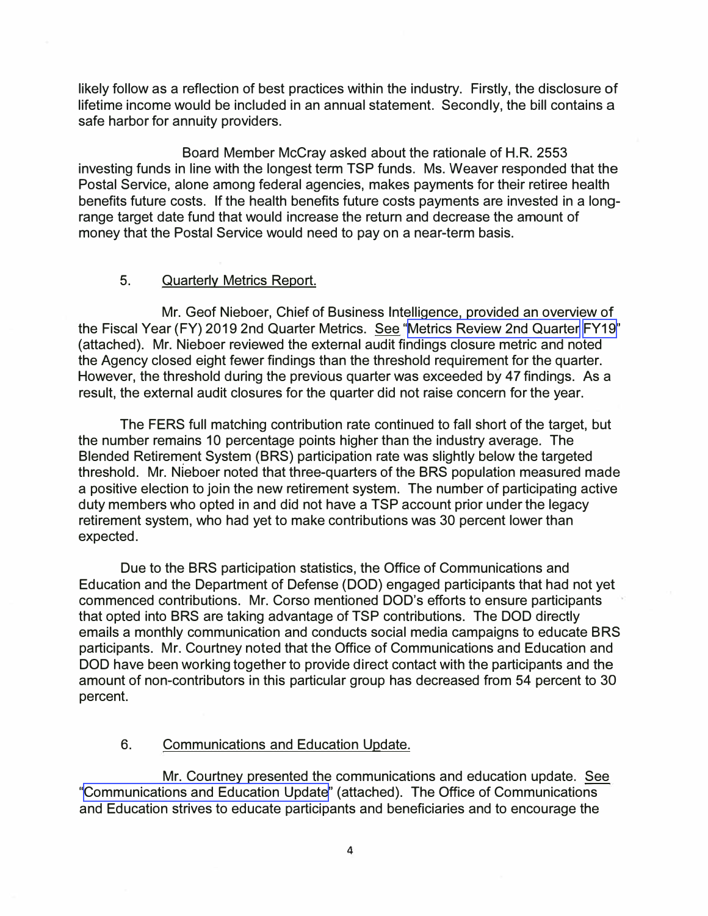likely follow as a reflection of best practices within the industry. Firstly, the disclosure of lifetime income would be included in an annual statement. Secondly, the bill contains a safe harbor for annuity providers.

Board Member McCray asked about the rationale of H.R. 2553 investing funds in line with the longest term TSP funds. Ms. Weaver responded that the Postal Service, alone among federal agencies, makes payments for their retiree health benefits future costs. If the health benefits future costs payments are invested in a long-range target date fund that would increase the return and decrease the amount of money that the Postal Service would need to pay on a near-term basis.

5. Quarterly Metrics Report.

Mr. Geof Nieboer, Chief of Business Intelligence, provided an overview of the Fiscal Year (FY) 2019 2nd Quarter Metrics. See "Metrics Review 2nd Quarter FY19" (attached). Mr. Nieboer reviewed the external audit findings closure metric and noted the Agency closed eight fewer findings than the threshold requirement for the quarter. However, the threshold during the previous quarter was exceeded by 47 findings. As a result, the external audit closures for the quarter did not raise concern for the year.

The FERS full matching contribution rate continued to fall short of the target, but the number remains 10 percentage points higher than the industry average. The Blended Retirement System (BRS) participation rate was slightly below the targeted threshold. Mr. Nieboer noted that three-quarters of the BRS population measured made a positive election to join the new retirement system. The number of participating active duty members who opted in and did not have a TSP account prior under the legacy retirement system, who had yet to make contributions was 30 percent lower than expected.

Due to the BRS participation statistics, the Office of Communications and Education and the Department of Defense (DOD) engaged participants that had not yet commenced contributions. Mr. Corso mentioned DOD's efforts to ensure participants that opted into BRS are taking advantage of TSP contributions. The DOD directly emails a monthly communication and conducts social media campaigns to educate BRS participants. Mr. Courtney noted that the Office of Communications and Education and DOD have been working together to provide direct contact with the participants and the amount of non-contributors in this particular group has decreased from 54 percent to 30 percent.

6. Communications and Education Update.

Mr. Courtney presented the communications and education update. See "Communications and Education Update" (attached). The Office of Communications and Education strives to educate participants and beneficiaries and to encourage the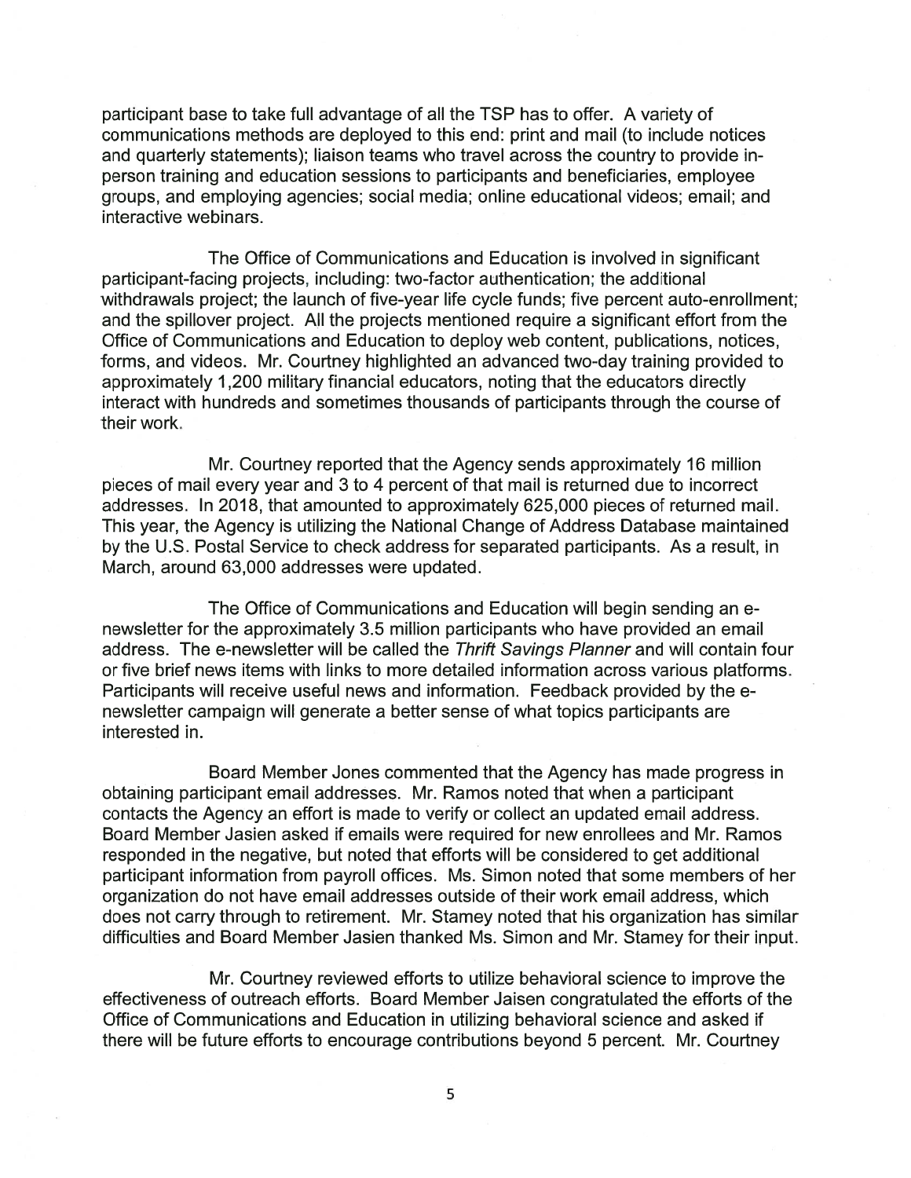participant base to take full advantage of all the TSP has to offer. A variety of communications methods are deployed to this end: print and mail (to include notices and quarterly statements); liaison teams who travel across the country to provide in-person training and education sessions to participants and beneficiaries, employee groups, and employing agencies; social media; online educational videos; email; and interactive webinars.

The Office of Communications and Education is involved in significant participant-facing projects, including: two-factor authentication; the additional withdrawals project; the launch of five-year life cycle funds; five percent auto-enrollment; and the spillover project. All the projects mentioned require a significant effort from the Office of Communications and Education to deploy web content, publications, notices, forms, and videos. Mr. Courtney highlighted an advanced two-day training provided to approximately 1,200 military financial educators, noting that the educators directly interact with hundreds and sometimes thousands of participants through the course of their work.

Mr. Courtney reported that the Agency sends approximately 16 million pieces of mail every year and 3 to 4 percent of that mail is returned due to incorrect addresses. In 2018, that amounted to approximately 625,000 pieces of returned mail. This year, the Agency is utilizing the National Change of Address Database maintained by the U.S. Postal Service to check address for separated participants. As a result, in March, around 63,000 addresses were updated.

The Office of Communications and Education will begin sending an e-newsletter for the approximately 3.5 million participants who have provided an email address. The e-newsletter will be called the *Thrift Savings Planner* and will contain four or five brief news items with links to more detailed information across various platforms. Participants will receive useful news and information. Feedback provided by the e-newsletter campaign will generate a better sense of what topics participants are interested in.

Board Member Jones commented that the Agency has made progress in obtaining participant email addresses. Mr. Ramos noted that when a participant contacts the Agency an effort is made to verify or collect an updated email address. Board Member Jasien asked if emails were required for new enrollees and Mr. Ramos responded in the negative, but noted that efforts will be considered to get additional participant information from payroll offices. Ms. Simon noted that some members of her organization do not have email addresses outside of their work email address, which does not carry through to retirement. Mr. Stamey noted that his organization has similar difficulties and Board Member Jasien thanked Ms. Simon and Mr. Stamey for their input.

Mr. Courtney reviewed efforts to utilize behavioral science to improve the effectiveness of outreach efforts. Board Member Jaisen congratulated the efforts of the Office of Communications and Education in utilizing behavioral science and asked if there will be future efforts to encourage contributions beyond 5 percent. Mr. Courtney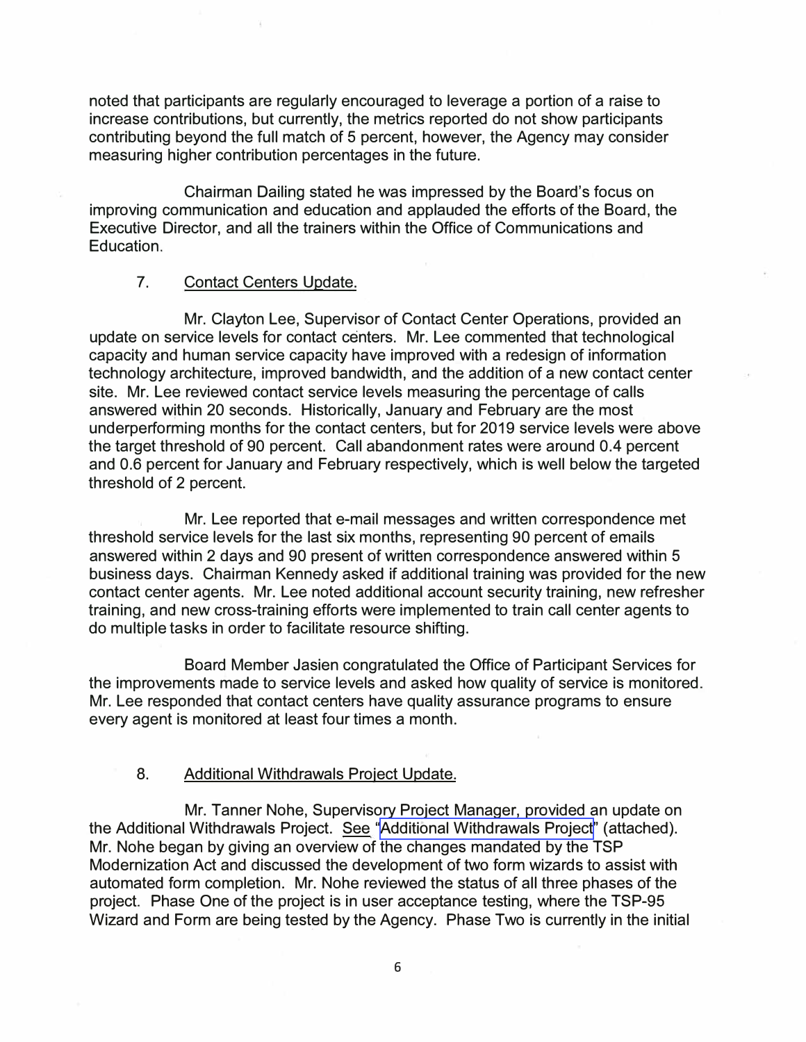noted that participants are regularly encouraged to leverage a portion of a raise to increase contributions, but currently, the metrics reported do not show participants contributing beyond the full match of 5 percent, however, the Agency may consider measuring higher contribution percentages in the future.

Chairman Dailing stated he was impressed by the Board's focus on improving communication and education and applauded the efforts of the Board, the Executive Director, and all the trainers within the Office of Communications and Education.

7. Contact Centers Update.

Mr. Clayton Lee, Supervisor of Contact Center Operations, provided an update on service levels for contact centers. Mr. Lee commented that technological capacity and human service capacity have improved with a redesign of information technology architecture, improved bandwidth, and the addition of a new contact center site. Mr. Lee reviewed contact service levels measuring the percentage of calls answered within 20 seconds. Historically, January and February are the most underperforming months for the contact centers, but for 2019 service levels were above the target threshold of 90 percent. Call abandonment rates were around 0.4 percent and 0.6 percent for January and February respectively, which is well below the targeted threshold of 2 percent.

Mr. Lee reported that e-mail messages and written correspondence met threshold service levels for the last six months, representing 90 percent of emails answered within 2 days and 90 present of written correspondence answered within 5 business days. Chairman Kennedy asked if additional training was provided for the new contact center agents. Mr. Lee noted additional account security training, new refresher training, and new cross-training efforts were implemented to train call center agents to do multiple tasks in order to facilitate resource shifting.

Board Member Jasien congratulated the Office of Participant Services for the improvements made to service levels and asked how quality of service is monitored. Mr. Lee responded that contact centers have quality assurance programs to ensure every agent is monitored at least four times a month.

8. Additional Withdrawals Project Update.

Mr. Tanner Nohe, Supervisory Project Manager, provided an update on the Additional Withdrawals Project. See "Additional Withdrawals Project" (attached). Mr. Nohe began by giving an overview of the changes mandated by the TSP Modernization Act and discussed the development of two form wizards to assist with automated form completion. Mr. Nohe reviewed the status of all three phases of the project. Phase One of the project is in user acceptance testing, where the TSP-95 Wizard and Form are being tested by the Agency. Phase Two is currently in the initial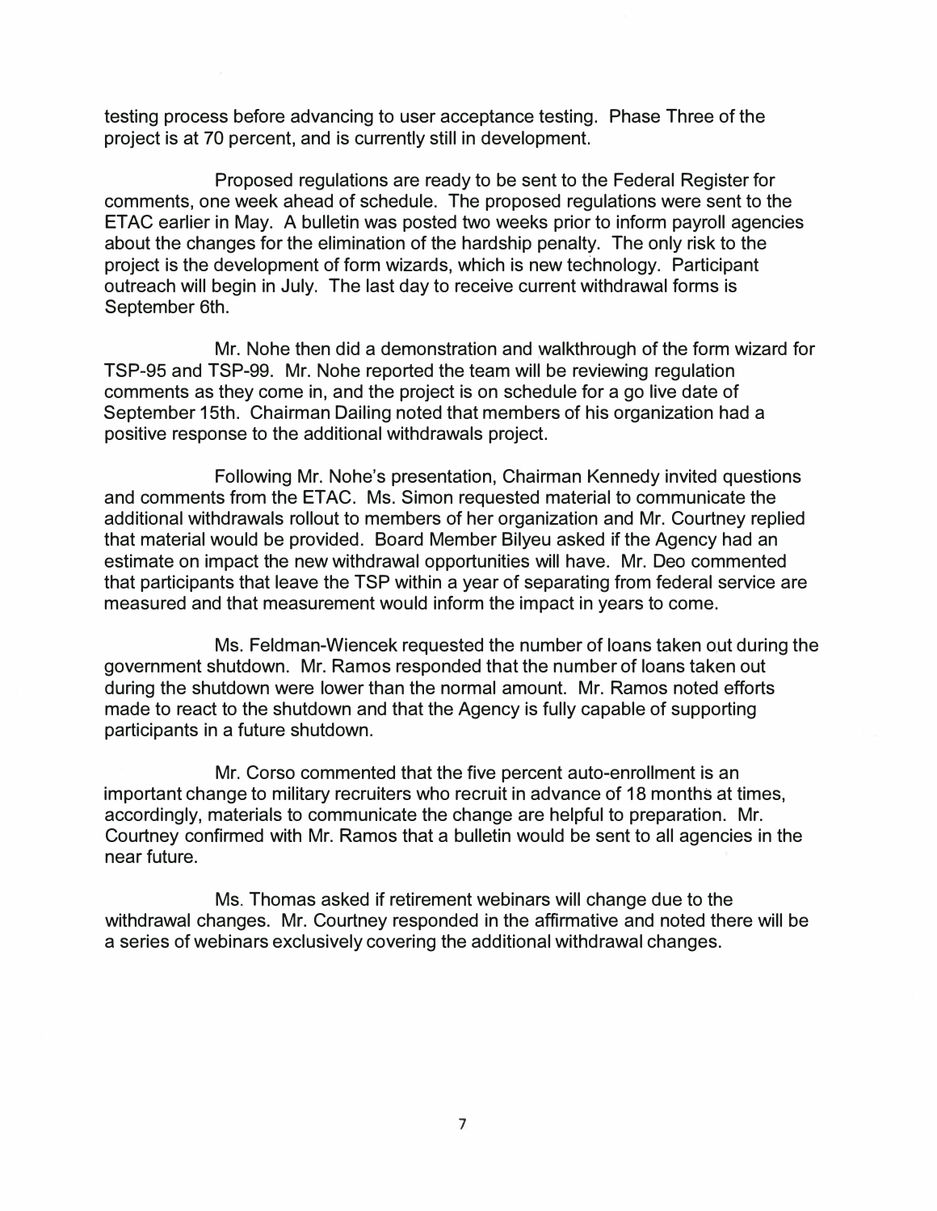testing process before advancing to user acceptance testing. Phase Three of the project is at 70 percent, and is currently still in development.

Proposed regulations are ready to be sent to the Federal Register for comments, one week ahead of schedule. The proposed regulations were sent to the ETAC earlier in May. A bulletin was posted two weeks prior to inform payroll agencies about the changes for the elimination of the hardship penalty. The only risk to the project is the development of form wizards, which is new technology. Participant outreach will begin in July. The last day to receive current withdrawal forms is September 6th.

Mr. Nohe then did a demonstration and walkthrough of the form wizard for TSP-95 and TSP-99. Mr. Nohe reported the team will be reviewing regulation comments as they come in, and the project is on schedule for a go live date of September 15th. Chairman Dailing noted that members of his organization had a positive response to the additional withdrawals project.

Following Mr. Nohe's presentation, Chairman Kennedy invited questions and comments from the ETAC. Ms. Simon requested material to communicate the additional withdrawals rollout to members of her organization and Mr. Courtney replied that material would be provided. Board Member Bilyeu asked if the Agency had an estimate on impact the new withdrawal opportunities will have. Mr. Deo commented that participants that leave the TSP within a year of separating from federal service are measured and that measurement would inform the impact in years to come.

Ms. Feldman-Wiencek requested the number of loans taken out during the government shutdown. Mr. Ramos responded that the number of loans taken out during the shutdown were lower than the normal amount. Mr. Ramos noted efforts made to react to the shutdown and that the Agency is fully capable of supporting participants in a future shutdown.

Mr. Corso commented that the five percent auto-enrollment is an important change to military recruiters who recruit in advance of 18 months at times, accordingly, materials to communicate the change are helpful to preparation. Mr. Courtney confirmed with Mr. Ramos that a bulletin would be sent to all agencies in the near future.

Ms. Thomas asked if retirement webinars will change due to the withdrawal changes. Mr. Courtney responded in the affirmative and noted there will be a series of webinars exclusively covering the additional withdrawal changes.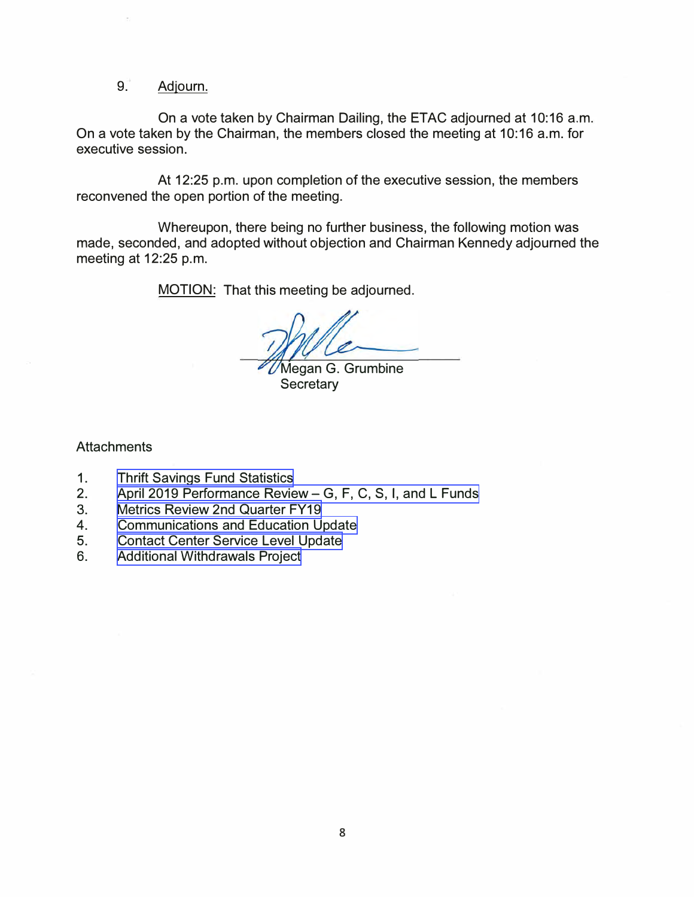9. Adjourn.

On a vote taken by Chairman Dailing, the ETAC adjourned at 10:16 a.m. On a vote taken by the Chairman, the members closed the meeting at 10:16 a.m. for executive session.

At 12:25 p.m. upon completion of the executive session, the members reconvened the open portion of the meeting.

Whereupon, there being no further business, the following motion was made, seconded, and adopted without objection and Chairman Kennedy adjourned the meeting at 12:25 p.m.

MOTION: That this meeting be adjourned.

Megan G. Grumbine
Secretary

Attachments

1. Thrift Savings Fund Statistics
2. April 2019 Performance Review – G, F, C, S, I, and L Funds
3. Metrics Review 2nd Quarter FY19
4. Communications and Education Update
5. Contact Center Service Level Update
6. Additional Withdrawals Project